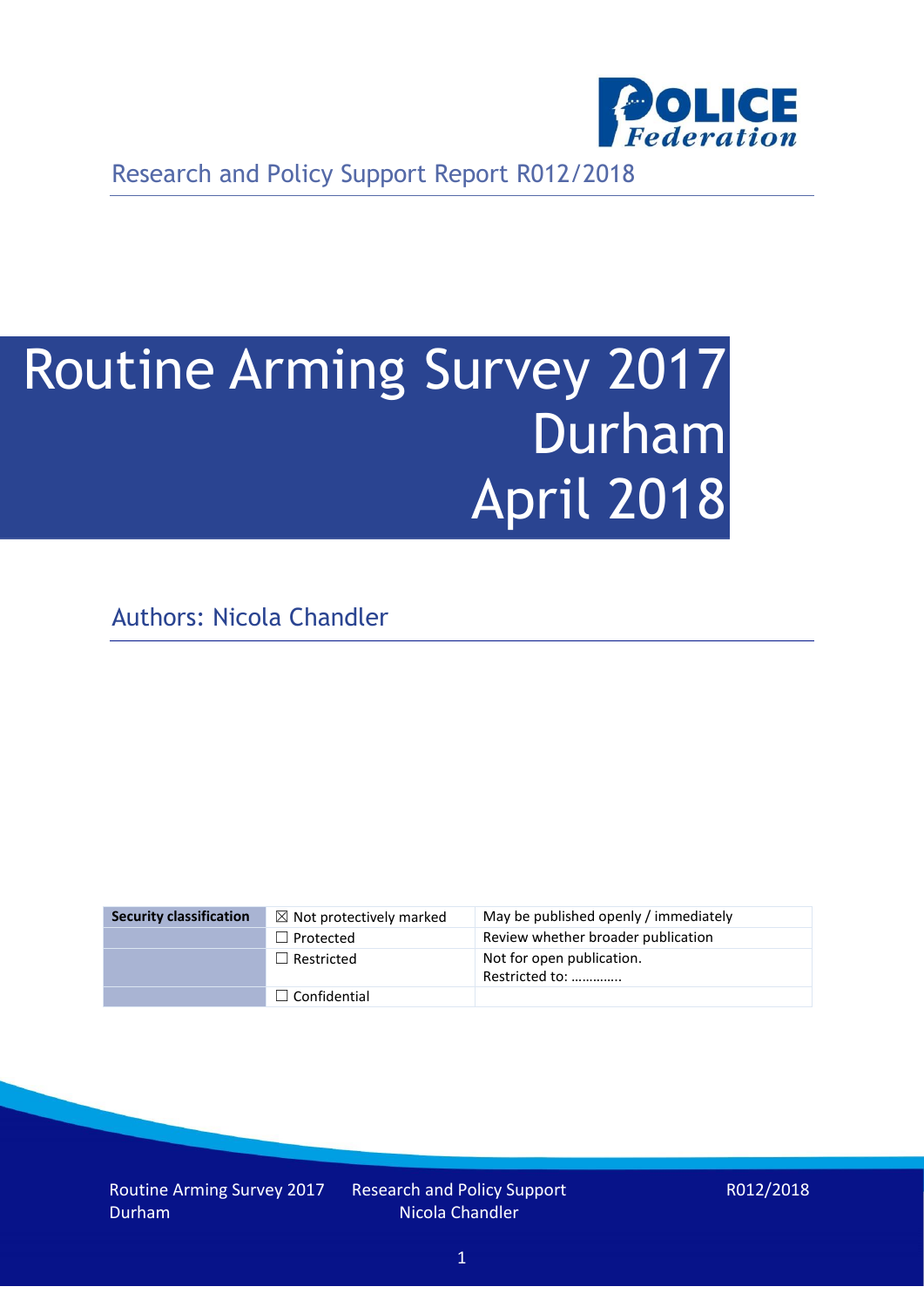Research and Policy Support Report R012/2018

# Routine Arming Survey 2017 Durham April 2018

Authors: Nicola Chandler

| Security classification | ☒ Not protectively marked | May be published openly / immediately |
|---|---|---|
| | ☐ Protected | Review whether broader publication |
| | ☐ Restricted | Not for open publication. Restricted to: ………….. |
| | ☐ Confidential | |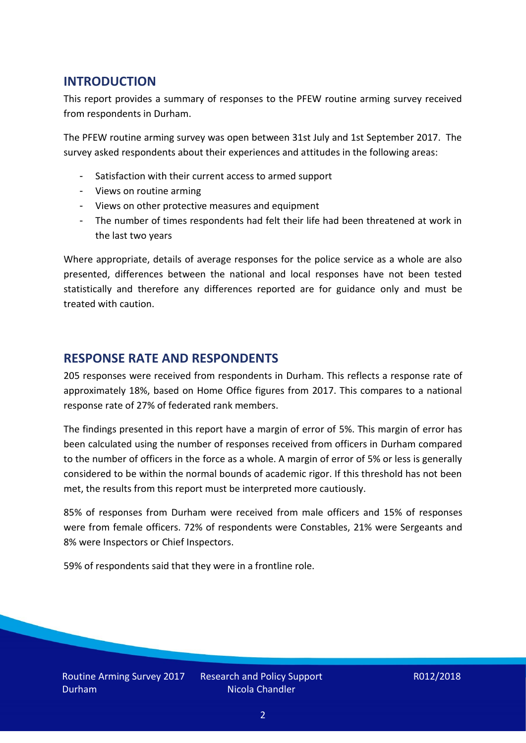## INTRODUCTION

This report provides a summary of responses to the PFEW routine arming survey received from respondents in Durham.

The PFEW routine arming survey was open between 31st July and 1st September 2017. The survey asked respondents about their experiences and attitudes in the following areas:

- Satisfaction with their current access to armed support
- Views on routine arming
- Views on other protective measures and equipment
- The number of times respondents had felt their life had been threatened at work in the last two years

Where appropriate, details of average responses for the police service as a whole are also presented, differences between the national and local responses have not been tested statistically and therefore any differences reported are for guidance only and must be treated with caution.

## RESPONSE RATE AND RESPONDENTS

205 responses were received from respondents in Durham. This reflects a response rate of approximately 18%, based on Home Office figures from 2017. This compares to a national response rate of 27% of federated rank members.

The findings presented in this report have a margin of error of 5%. This margin of error has been calculated using the number of responses received from officers in Durham compared to the number of officers in the force as a whole. A margin of error of 5% or less is generally considered to be within the normal bounds of academic rigor. If this threshold has not been met, the results from this report must be interpreted more cautiously.

85% of responses from Durham were received from male officers and 15% of responses were from female officers. 72% of respondents were Constables, 21% were Sergeants and 8% were Inspectors or Chief Inspectors.

59% of respondents said that they were in a frontline role.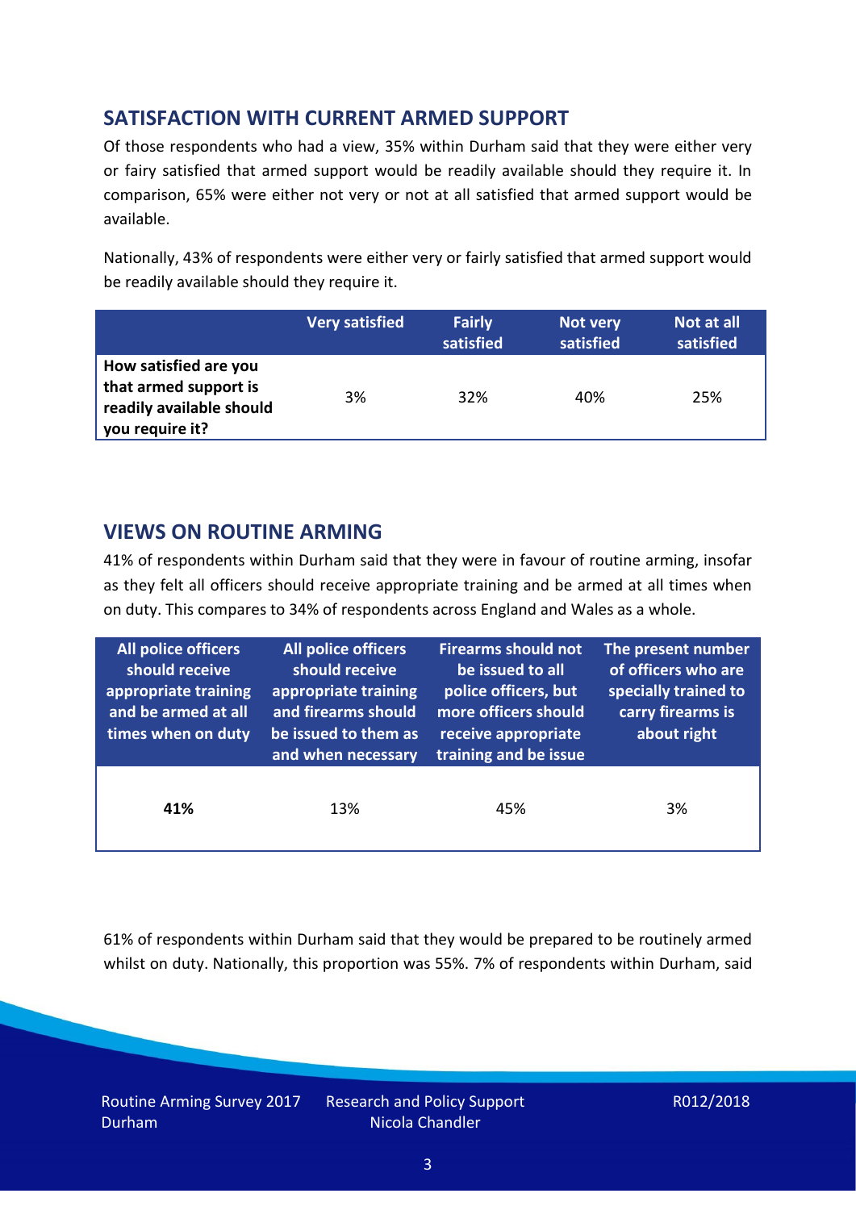## SATISFACTION WITH CURRENT ARMED SUPPORT

Of those respondents who had a view, 35% within Durham said that they were either very or fairly satisfied that armed support would be readily available should they require it. In comparison, 65% were either not very or not at all satisfied that armed support would be available.

Nationally, 43% of respondents were either very or fairly satisfied that armed support would be readily available should they require it.

| | Very satisfied | Fairly satisfied | Not very satisfied | Not at all satisfied |
|---|---|---|---|---|
| **How satisfied are you that armed support is readily available should you require it?** | 3% | 32% | 40% | 25% |

## VIEWS ON ROUTINE ARMING

41% of respondents within Durham said that they were in favour of routine arming, insofar as they felt all officers should receive appropriate training and be armed at all times when on duty. This compares to 34% of respondents across England and Wales as a whole.

| All police officers should receive appropriate training and be armed at all times when on duty | All police officers should receive appropriate training and firearms should be issued to them as and when necessary | Firearms should not be issued to all police officers, but more officers should receive appropriate training and be issue | The present number of officers who are specially trained to carry firearms is about right |
|---|---|---|---|
| **41%** | 13% | 45% | 3% |

61% of respondents within Durham said that they would be prepared to be routinely armed whilst on duty. Nationally, this proportion was 55%. 7% of respondents within Durham, said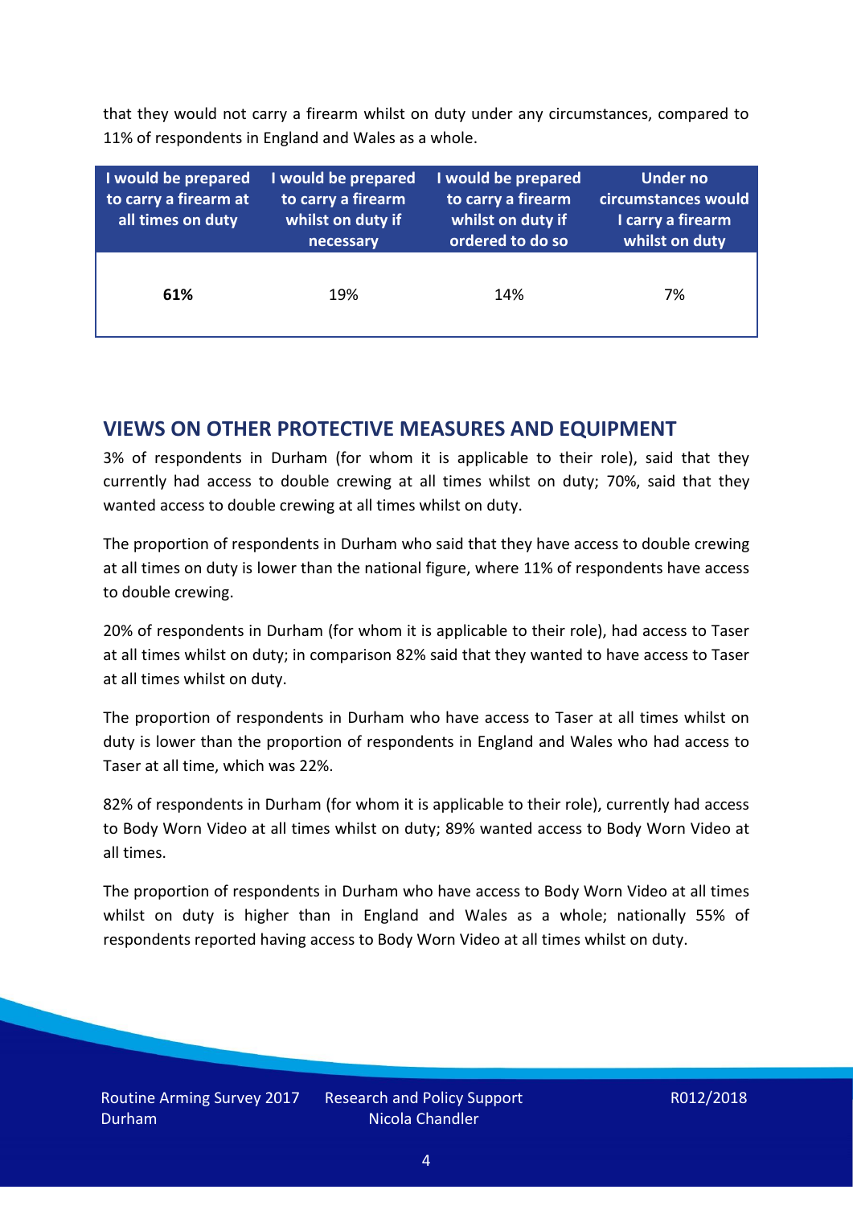that they would not carry a firearm whilst on duty under any circumstances, compared to 11% of respondents in England and Wales as a whole.

| I would be prepared to carry a firearm at all times on duty | I would be prepared to carry a firearm whilst on duty if necessary | I would be prepared to carry a firearm whilst on duty if ordered to do so | Under no circumstances would I carry a firearm whilst on duty |
|---|---|---|---|
| **61%** | 19% | 14% | 7% |

## VIEWS ON OTHER PROTECTIVE MEASURES AND EQUIPMENT

3% of respondents in Durham (for whom it is applicable to their role), said that they currently had access to double crewing at all times whilst on duty; 70%, said that they wanted access to double crewing at all times whilst on duty.

The proportion of respondents in Durham who said that they have access to double crewing at all times on duty is lower than the national figure, where 11% of respondents have access to double crewing.

20% of respondents in Durham (for whom it is applicable to their role), had access to Taser at all times whilst on duty; in comparison 82% said that they wanted to have access to Taser at all times whilst on duty.

The proportion of respondents in Durham who have access to Taser at all times whilst on duty is lower than the proportion of respondents in England and Wales who had access to Taser at all time, which was 22%.

82% of respondents in Durham (for whom it is applicable to their role), currently had access to Body Worn Video at all times whilst on duty; 89% wanted access to Body Worn Video at all times.

The proportion of respondents in Durham who have access to Body Worn Video at all times whilst on duty is higher than in England and Wales as a whole; nationally 55% of respondents reported having access to Body Worn Video at all times whilst on duty.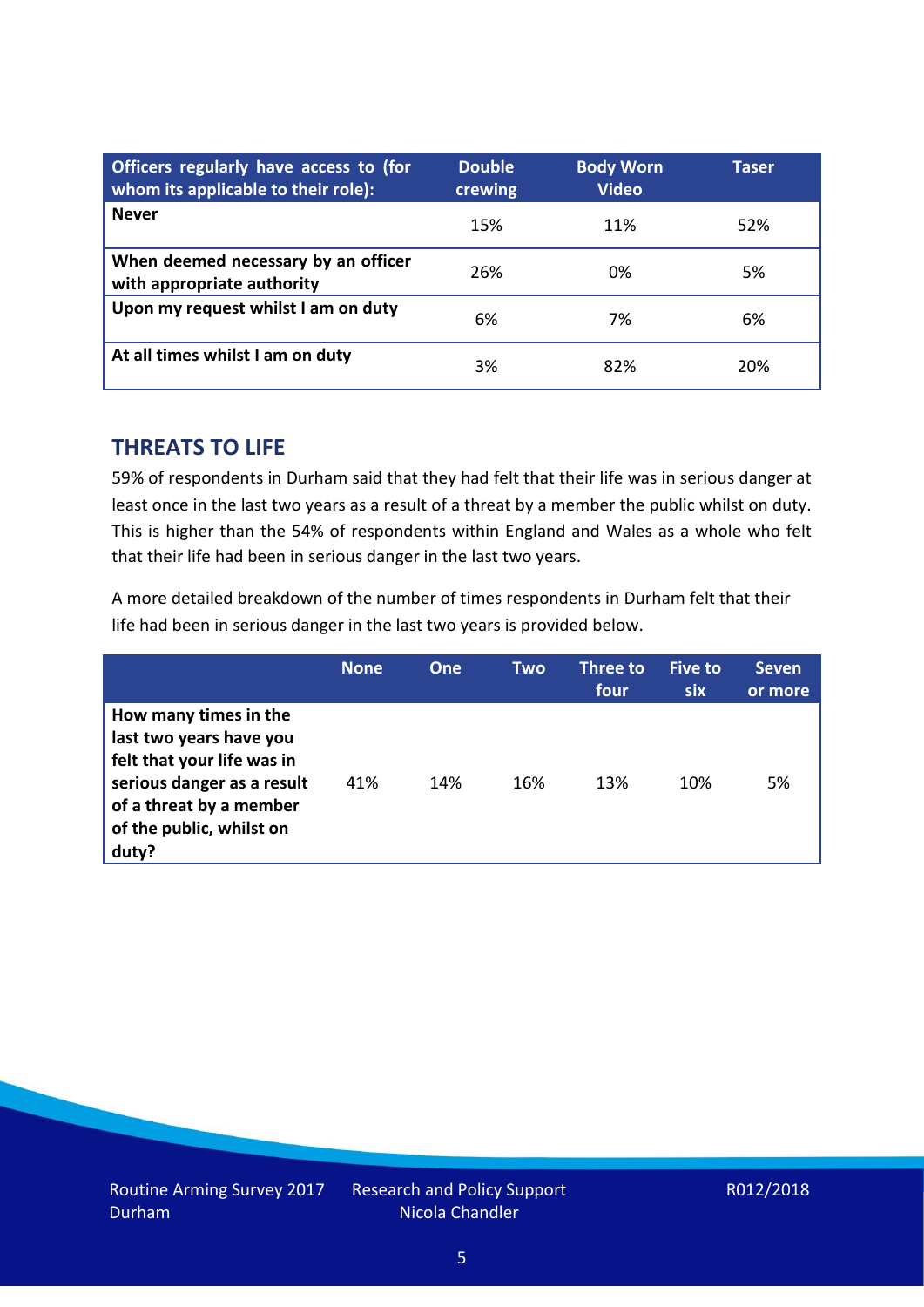| Officers regularly have access to (for whom its applicable to their role): | Double crewing | Body Worn Video | Taser |
|---|---|---|---|
| **Never** | 15% | 11% | 52% |
| **When deemed necessary by an officer with appropriate authority** | 26% | 0% | 5% |
| **Upon my request whilst I am on duty** | 6% | 7% | 6% |
| **At all times whilst I am on duty** | 3% | 82% | 20% |

## THREATS TO LIFE

59% of respondents in Durham said that they had felt that their life was in serious danger at least once in the last two years as a result of a threat by a member the public whilst on duty. This is higher than the 54% of respondents within England and Wales as a whole who felt that their life had been in serious danger in the last two years.

A more detailed breakdown of the number of times respondents in Durham felt that their life had been in serious danger in the last two years is provided below.

| | None | One | Two | Three to four | Five to six | Seven or more |
|---|---|---|---|---|---|---|
| **How many times in the last two years have you felt that your life was in serious danger as a result of a threat by a member of the public, whilst on duty?** | 41% | 14% | 16% | 13% | 10% | 5% |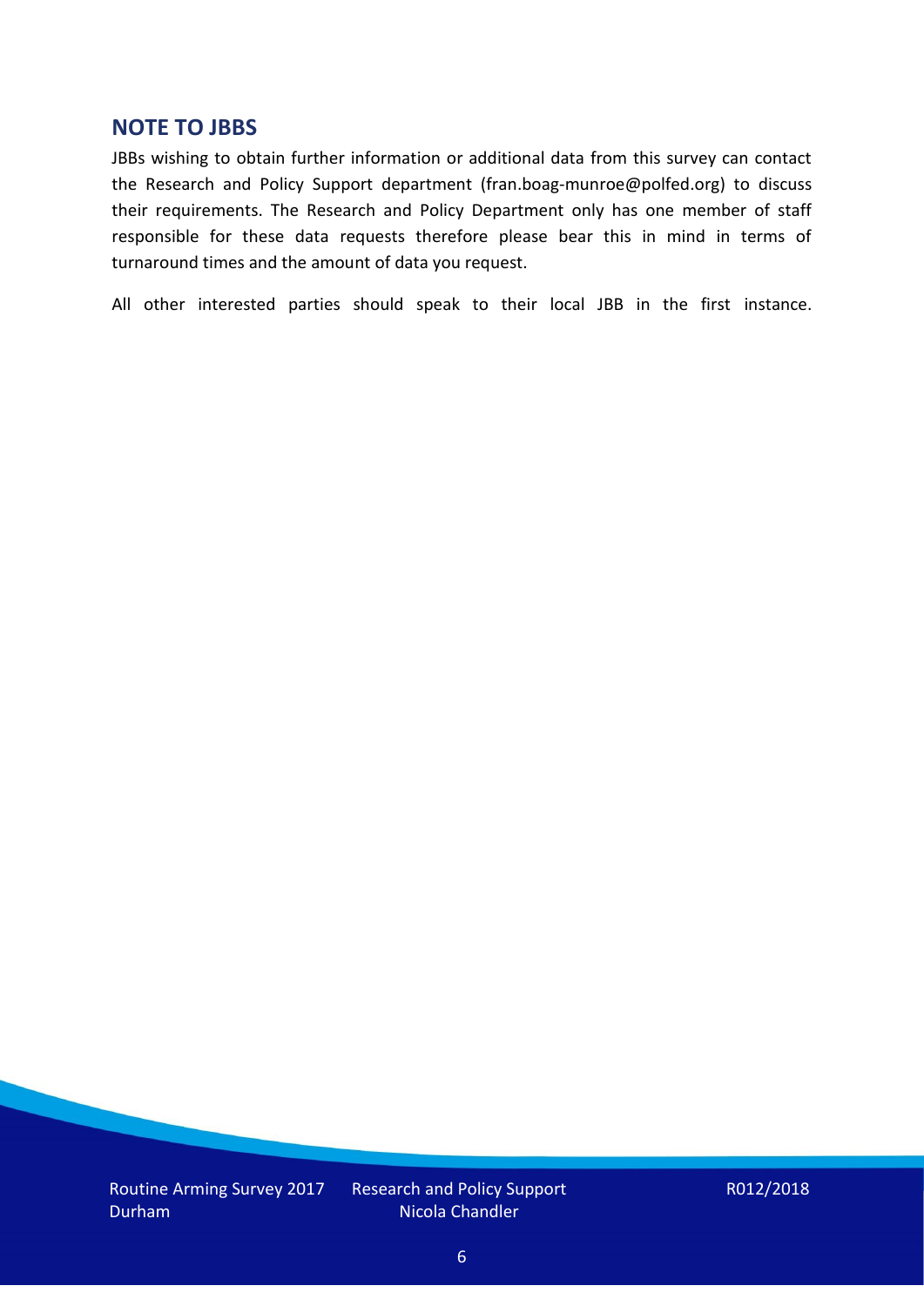## NOTE TO JBBS

JBBs wishing to obtain further information or additional data from this survey can contact the Research and Policy Support department (fran.boag-munroe@polfed.org) to discuss their requirements. The Research and Policy Department only has one member of staff responsible for these data requests therefore please bear this in mind in terms of turnaround times and the amount of data you request.

All other interested parties should speak to their local JBB in the first instance.